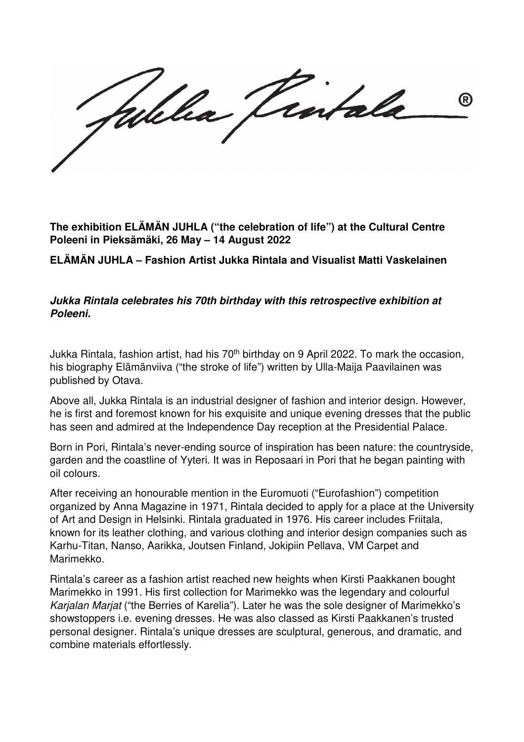**The exhibition ELÄMÄN JUHLA ("the celebration of life") at the Cultural Centre Poleeni in Pieksämäki, 26 May – 14 August 2022**

**ELÄMÄN JUHLA – Fashion Artist Jukka Rintala and Visualist Matti Vaskelainen**

***Jukka Rintala celebrates his 70th birthday with this retrospective exhibition at Poleeni.***

Jukka Rintala, fashion artist, had his 70th birthday on 9 April 2022. To mark the occasion, his biography Elämänviiva ("the stroke of life") written by Ulla-Maija Paavilainen was published by Otava.

Above all, Jukka Rintala is an industrial designer of fashion and interior design. However, he is first and foremost known for his exquisite and unique evening dresses that the public has seen and admired at the Independence Day reception at the Presidential Palace.

Born in Pori, Rintala's never-ending source of inspiration has been nature: the countryside, garden and the coastline of Yyteri. It was in Reposaari in Pori that he began painting with oil colours.

After receiving an honourable mention in the Euromuoti ("Eurofashion") competition organized by Anna Magazine in 1971, Rintala decided to apply for a place at the University of Art and Design in Helsinki. Rintala graduated in 1976. His career includes Friitala, known for its leather clothing, and various clothing and interior design companies such as Karhu-Titan, Nanso, Aarikka, Joutsen Finland, Jokipiin Pellava, VM Carpet and Marimekko.

Rintala's career as a fashion artist reached new heights when Kirsti Paakkanen bought Marimekko in 1991. His first collection for Marimekko was the legendary and colourful *Karjalan Marjat* ("the Berries of Karelia"). Later he was the sole designer of Marimekko's showstoppers i.e. evening dresses. He was also classed as Kirsti Paakkanen's trusted personal designer. Rintala's unique dresses are sculptural, generous, and dramatic, and combine materials effortlessly.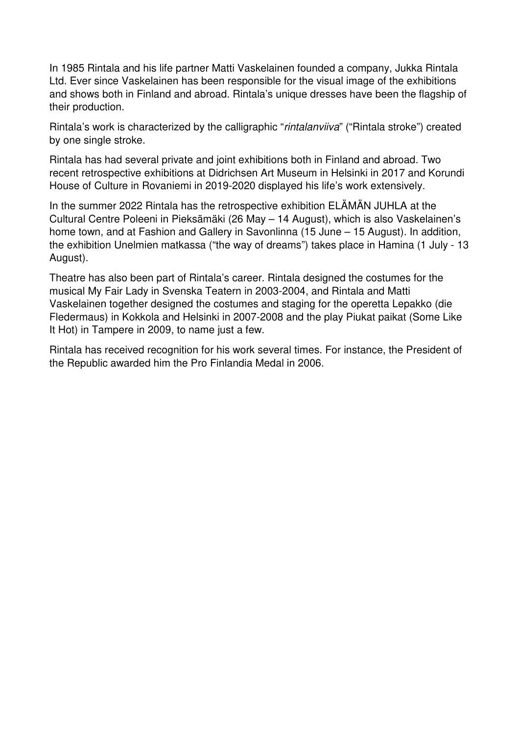In 1985 Rintala and his life partner Matti Vaskelainen founded a company, Jukka Rintala Ltd. Ever since Vaskelainen has been responsible for the visual image of the exhibitions and shows both in Finland and abroad. Rintala's unique dresses have been the flagship of their production.

Rintala's work is characterized by the calligraphic "*rintalanviiva*" ("Rintala stroke") created by one single stroke.

Rintala has had several private and joint exhibitions both in Finland and abroad. Two recent retrospective exhibitions at Didrichsen Art Museum in Helsinki in 2017 and Korundi House of Culture in Rovaniemi in 2019-2020 displayed his life's work extensively.

In the summer 2022 Rintala has the retrospective exhibition ELÄMÄN JUHLA at the Cultural Centre Poleeni in Pieksämäki (26 May – 14 August), which is also Vaskelainen's home town, and at Fashion and Gallery in Savonlinna (15 June – 15 August). In addition, the exhibition Unelmien matkassa ("the way of dreams") takes place in Hamina (1 July - 13 August).

Theatre has also been part of Rintala's career. Rintala designed the costumes for the musical My Fair Lady in Svenska Teatern in 2003-2004, and Rintala and Matti Vaskelainen together designed the costumes and staging for the operetta Lepakko (die Fledermaus) in Kokkola and Helsinki in 2007-2008 and the play Piukat paikat (Some Like It Hot) in Tampere in 2009, to name just a few.

Rintala has received recognition for his work several times. For instance, the President of the Republic awarded him the Pro Finlandia Medal in 2006.